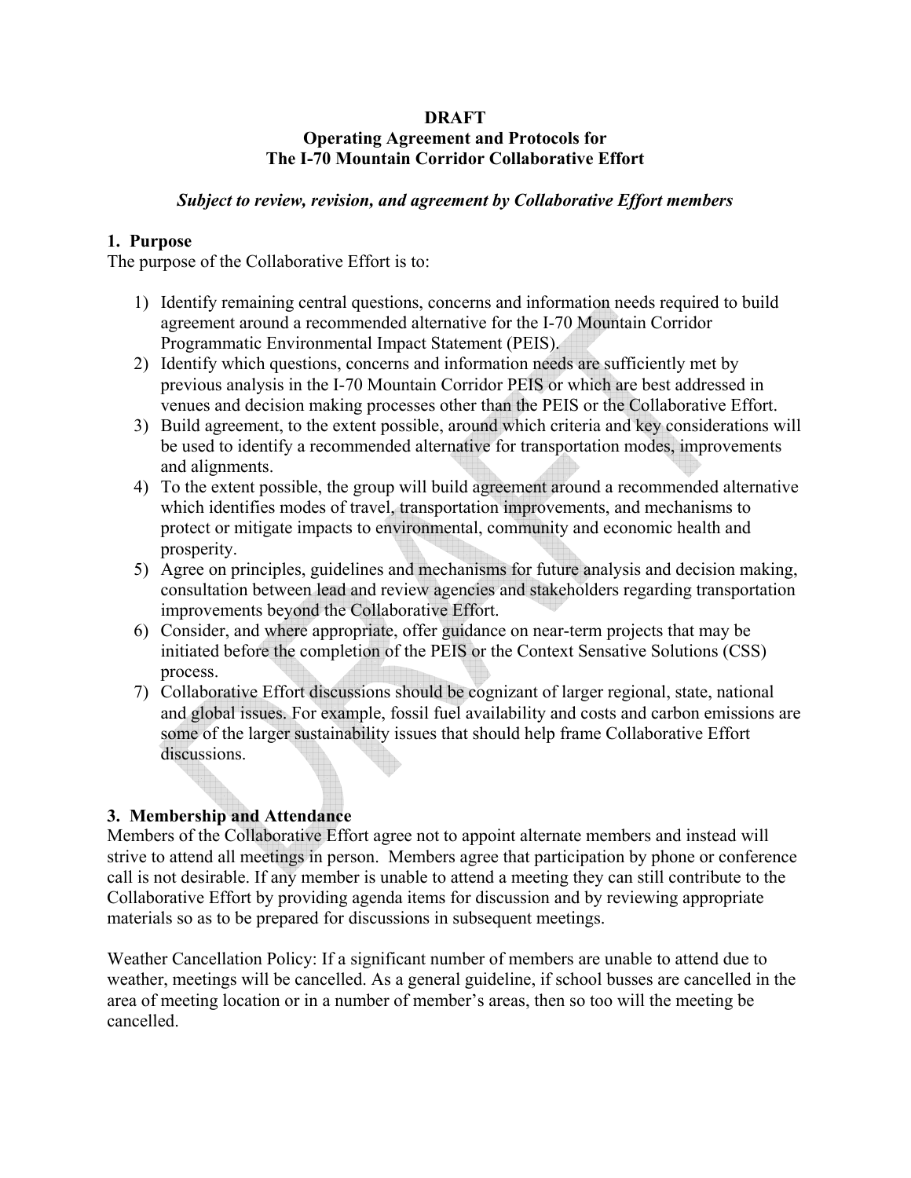**DRAFT**
**Operating Agreement and Protocols for**
**The I-70 Mountain Corridor Collaborative Effort**

***Subject to review, revision, and agreement by Collaborative Effort members***

## 1. Purpose

The purpose of the Collaborative Effort is to:

1) Identify remaining central questions, concerns and information needs required to build agreement around a recommended alternative for the I-70 Mountain Corridor Programmatic Environmental Impact Statement (PEIS).
2) Identify which questions, concerns and information needs are sufficiently met by previous analysis in the I-70 Mountain Corridor PEIS or which are best addressed in venues and decision making processes other than the PEIS or the Collaborative Effort.
3) Build agreement, to the extent possible, around which criteria and key considerations will be used to identify a recommended alternative for transportation modes, improvements and alignments.
4) To the extent possible, the group will build agreement around a recommended alternative which identifies modes of travel, transportation improvements, and mechanisms to protect or mitigate impacts to environmental, community and economic health and prosperity.
5) Agree on principles, guidelines and mechanisms for future analysis and decision making, consultation between lead and review agencies and stakeholders regarding transportation improvements beyond the Collaborative Effort.
6) Consider, and where appropriate, offer guidance on near-term projects that may be initiated before the completion of the PEIS or the Context Sensative Solutions (CSS) process.
7) Collaborative Effort discussions should be cognizant of larger regional, state, national and global issues. For example, fossil fuel availability and costs and carbon emissions are some of the larger sustainability issues that should help frame Collaborative Effort discussions.

## 3. Membership and Attendance

Members of the Collaborative Effort agree not to appoint alternate members and instead will strive to attend all meetings in person. Members agree that participation by phone or conference call is not desirable. If any member is unable to attend a meeting they can still contribute to the Collaborative Effort by providing agenda items for discussion and by reviewing appropriate materials so as to be prepared for discussions in subsequent meetings.

Weather Cancellation Policy: If a significant number of members are unable to attend due to weather, meetings will be cancelled. As a general guideline, if school busses are cancelled in the area of meeting location or in a number of member's areas, then so too will the meeting be cancelled.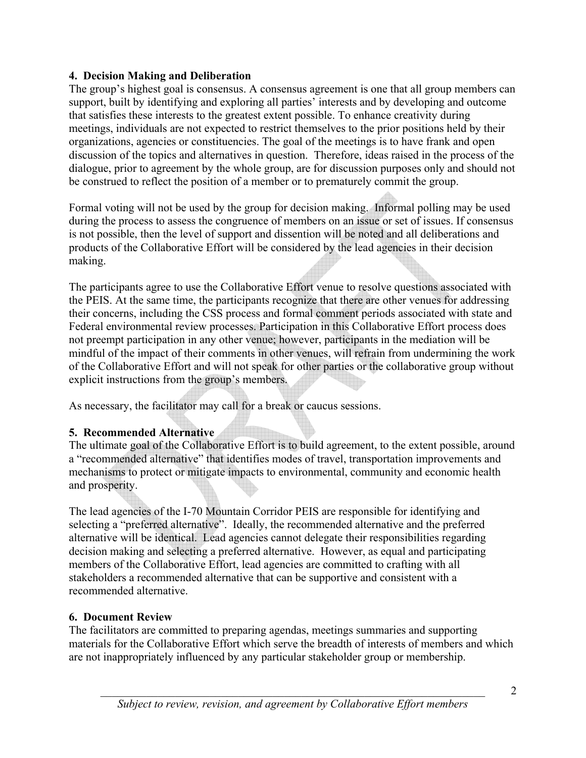**4. Decision Making and Deliberation**

The group's highest goal is consensus. A consensus agreement is one that all group members can support, built by identifying and exploring all parties' interests and by developing and outcome that satisfies these interests to the greatest extent possible. To enhance creativity during meetings, individuals are not expected to restrict themselves to the prior positions held by their organizations, agencies or constituencies. The goal of the meetings is to have frank and open discussion of the topics and alternatives in question. Therefore, ideas raised in the process of the dialogue, prior to agreement by the whole group, are for discussion purposes only and should not be construed to reflect the position of a member or to prematurely commit the group.

Formal voting will not be used by the group for decision making. Informal polling may be used during the process to assess the congruence of members on an issue or set of issues. If consensus is not possible, then the level of support and dissention will be noted and all deliberations and products of the Collaborative Effort will be considered by the lead agencies in their decision making.

The participants agree to use the Collaborative Effort venue to resolve questions associated with the PEIS. At the same time, the participants recognize that there are other venues for addressing their concerns, including the CSS process and formal comment periods associated with state and Federal environmental review processes. Participation in this Collaborative Effort process does not preempt participation in any other venue; however, participants in the mediation will be mindful of the impact of their comments in other venues, will refrain from undermining the work of the Collaborative Effort and will not speak for other parties or the collaborative group without explicit instructions from the group's members.

As necessary, the facilitator may call for a break or caucus sessions.

**5. Recommended Alternative**

The ultimate goal of the Collaborative Effort is to build agreement, to the extent possible, around a "recommended alternative" that identifies modes of travel, transportation improvements and mechanisms to protect or mitigate impacts to environmental, community and economic health and prosperity.

The lead agencies of the I-70 Mountain Corridor PEIS are responsible for identifying and selecting a "preferred alternative". Ideally, the recommended alternative and the preferred alternative will be identical. Lead agencies cannot delegate their responsibilities regarding decision making and selecting a preferred alternative. However, as equal and participating members of the Collaborative Effort, lead agencies are committed to crafting with all stakeholders a recommended alternative that can be supportive and consistent with a recommended alternative.

**6. Document Review**

The facilitators are committed to preparing agendas, meetings summaries and supporting materials for the Collaborative Effort which serve the breadth of interests of members and which are not inappropriately influenced by any particular stakeholder group or membership.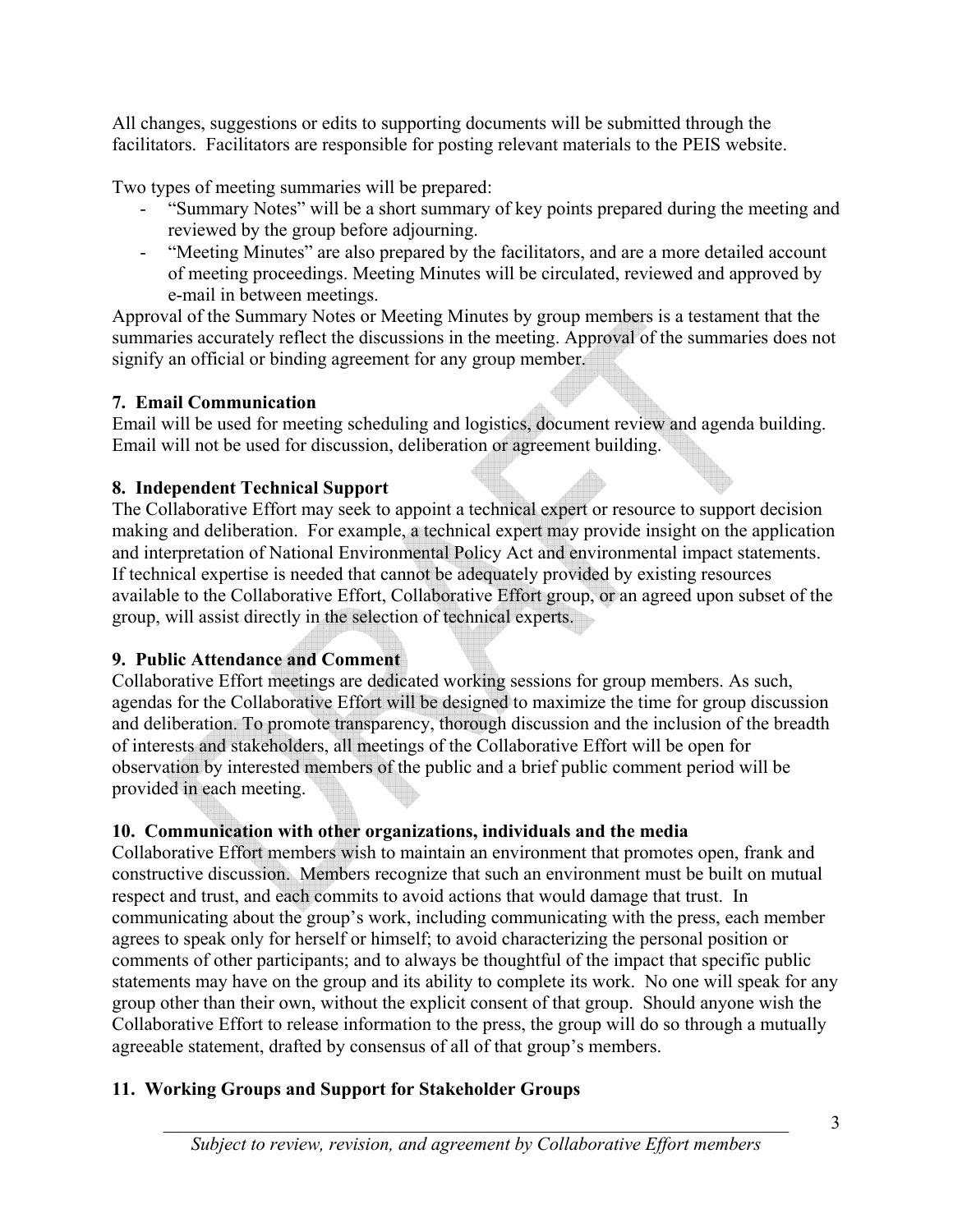All changes, suggestions or edits to supporting documents will be submitted through the facilitators. Facilitators are responsible for posting relevant materials to the PEIS website.

Two types of meeting summaries will be prepared:

- "Summary Notes" will be a short summary of key points prepared during the meeting and reviewed by the group before adjourning.
- "Meeting Minutes" are also prepared by the facilitators, and are a more detailed account of meeting proceedings. Meeting Minutes will be circulated, reviewed and approved by e-mail in between meetings.

Approval of the Summary Notes or Meeting Minutes by group members is a testament that the summaries accurately reflect the discussions in the meeting. Approval of the summaries does not signify an official or binding agreement for any group member.

**7. Email Communication**

Email will be used for meeting scheduling and logistics, document review and agenda building. Email will not be used for discussion, deliberation or agreement building.

**8. Independent Technical Support**

The Collaborative Effort may seek to appoint a technical expert or resource to support decision making and deliberation. For example, a technical expert may provide insight on the application and interpretation of National Environmental Policy Act and environmental impact statements. If technical expertise is needed that cannot be adequately provided by existing resources available to the Collaborative Effort, Collaborative Effort group, or an agreed upon subset of the group, will assist directly in the selection of technical experts.

**9. Public Attendance and Comment**

Collaborative Effort meetings are dedicated working sessions for group members. As such, agendas for the Collaborative Effort will be designed to maximize the time for group discussion and deliberation. To promote transparency, thorough discussion and the inclusion of the breadth of interests and stakeholders, all meetings of the Collaborative Effort will be open for observation by interested members of the public and a brief public comment period will be provided in each meeting.

**10. Communication with other organizations, individuals and the media**

Collaborative Effort members wish to maintain an environment that promotes open, frank and constructive discussion. Members recognize that such an environment must be built on mutual respect and trust, and each commits to avoid actions that would damage that trust. In communicating about the group's work, including communicating with the press, each member agrees to speak only for herself or himself; to avoid characterizing the personal position or comments of other participants; and to always be thoughtful of the impact that specific public statements may have on the group and its ability to complete its work. No one will speak for any group other than their own, without the explicit consent of that group. Should anyone wish the Collaborative Effort to release information to the press, the group will do so through a mutually agreeable statement, drafted by consensus of all of that group's members.

**11. Working Groups and Support for Stakeholder Groups**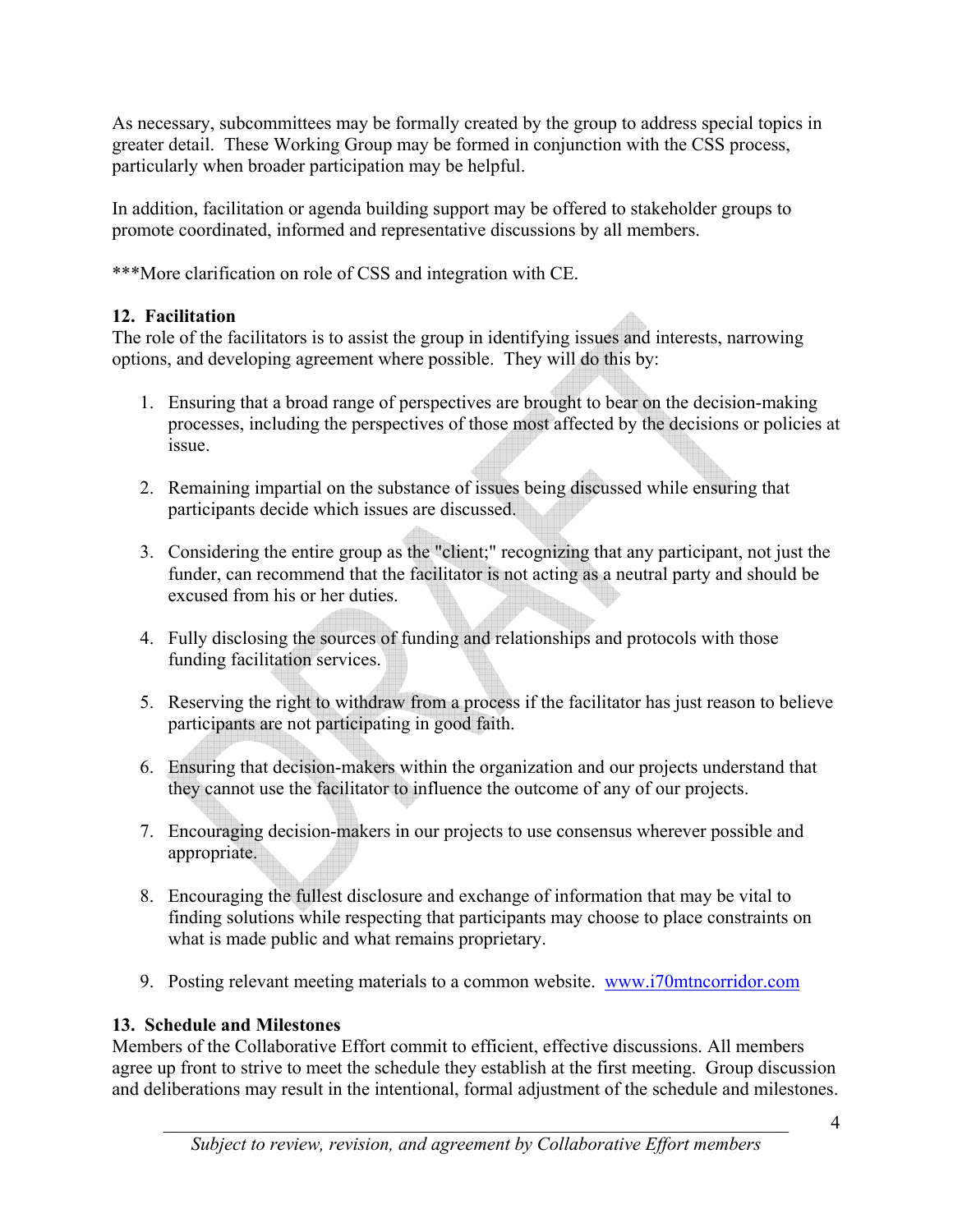As necessary, subcommittees may be formally created by the group to address special topics in greater detail. These Working Group may be formed in conjunction with the CSS process, particularly when broader participation may be helpful.

In addition, facilitation or agenda building support may be offered to stakeholder groups to promote coordinated, informed and representative discussions by all members.

***More clarification on role of CSS and integration with CE.

**12. Facilitation**

The role of the facilitators is to assist the group in identifying issues and interests, narrowing options, and developing agreement where possible. They will do this by:

1. Ensuring that a broad range of perspectives are brought to bear on the decision-making processes, including the perspectives of those most affected by the decisions or policies at issue.

2. Remaining impartial on the substance of issues being discussed while ensuring that participants decide which issues are discussed.

3. Considering the entire group as the "client;" recognizing that any participant, not just the funder, can recommend that the facilitator is not acting as a neutral party and should be excused from his or her duties.

4. Fully disclosing the sources of funding and relationships and protocols with those funding facilitation services.

5. Reserving the right to withdraw from a process if the facilitator has just reason to believe participants are not participating in good faith.

6. Ensuring that decision-makers within the organization and our projects understand that they cannot use the facilitator to influence the outcome of any of our projects.

7. Encouraging decision-makers in our projects to use consensus wherever possible and appropriate.

8. Encouraging the fullest disclosure and exchange of information that may be vital to finding solutions while respecting that participants may choose to place constraints on what is made public and what remains proprietary.

9. Posting relevant meeting materials to a common website. [www.i70mtncorridor.com](www.i70mtncorridor.com)

**13. Schedule and Milestones**

Members of the Collaborative Effort commit to efficient, effective discussions. All members agree up front to strive to meet the schedule they establish at the first meeting. Group discussion and deliberations may result in the intentional, formal adjustment of the schedule and milestones.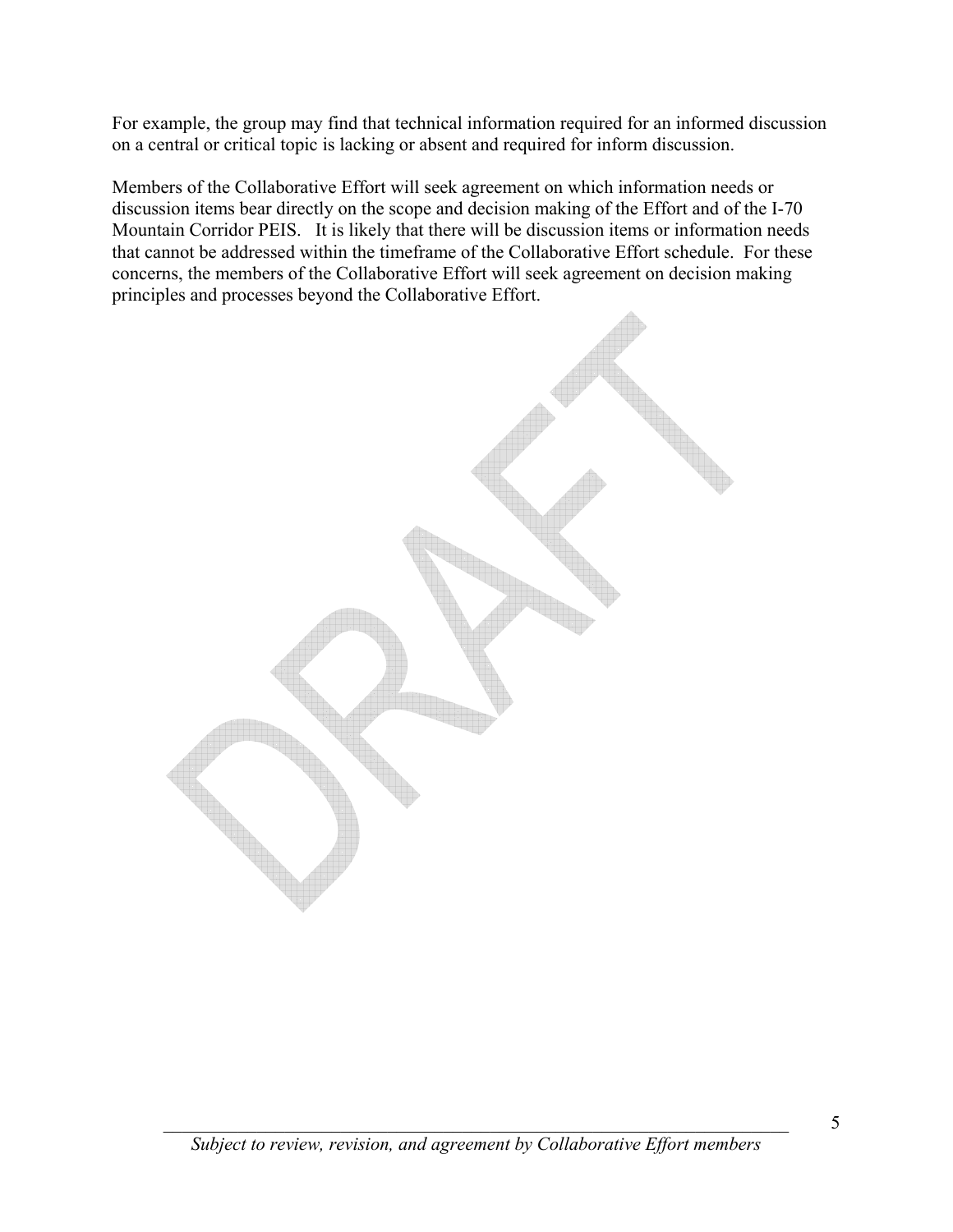For example, the group may find that technical information required for an informed discussion on a central or critical topic is lacking or absent and required for inform discussion.

Members of the Collaborative Effort will seek agreement on which information needs or discussion items bear directly on the scope and decision making of the Effort and of the I-70 Mountain Corridor PEIS. It is likely that there will be discussion items or information needs that cannot be addressed within the timeframe of the Collaborative Effort schedule. For these concerns, the members of the Collaborative Effort will seek agreement on decision making principles and processes beyond the Collaborative Effort.